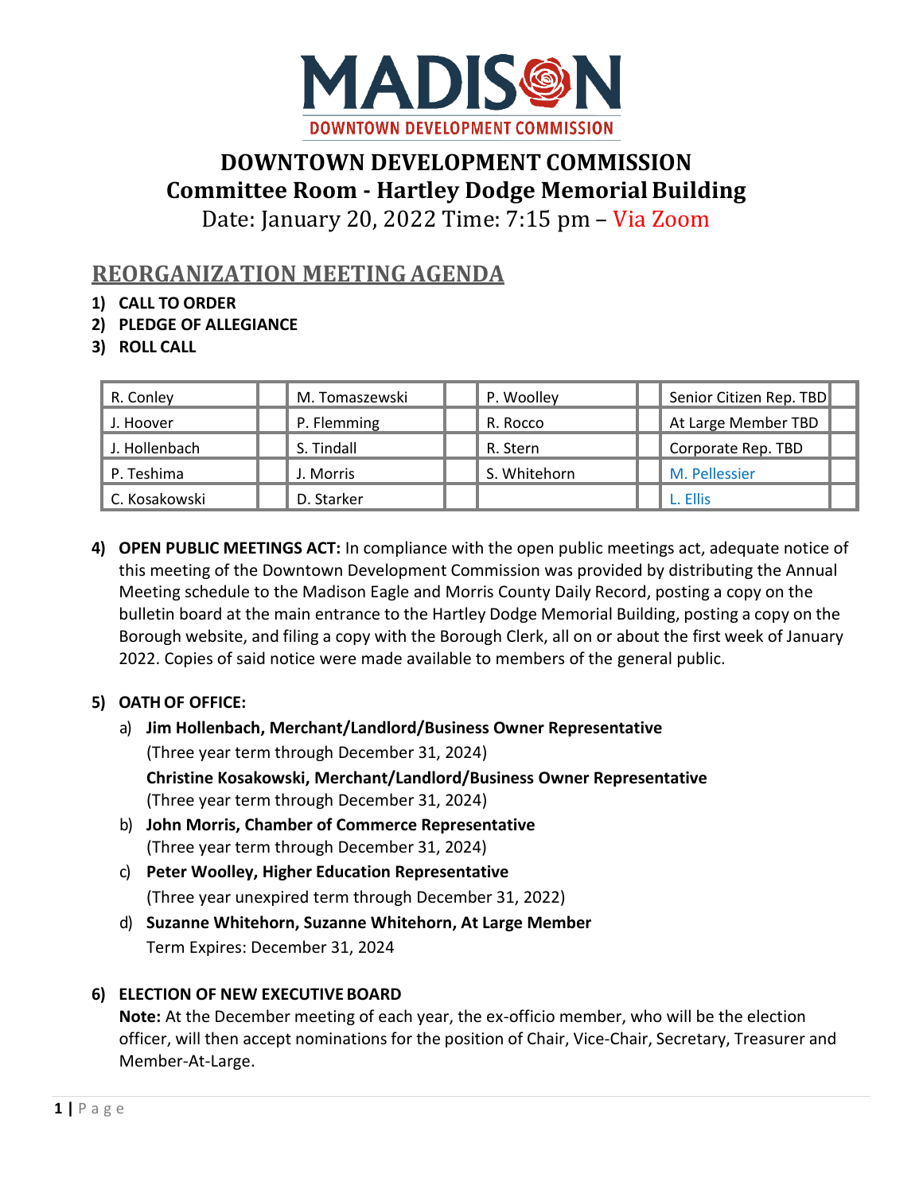MADISON
DOWNTOWN DEVELOPMENT COMMISSION

# DOWNTOWN DEVELOPMENT COMMISSION
## Committee Room - Hartley Dodge Memorial Building

Date: January 20, 2022 Time: 7:15 pm – Via Zoom

## REORGANIZATION MEETING AGENDA

1) **CALL TO ORDER**
2) **PLEDGE OF ALLEGIANCE**
3) **ROLL CALL**

| | | | | | | | |
|---|---|---|---|---|---|---|---|
| R. Conley | | M. Tomaszewski | | P. Woolley | | Senior Citizen Rep. TBD | |
| J. Hoover | | P. Flemming | | R. Rocco | | At Large Member TBD | |
| J. Hollenbach | | S. Tindall | | R. Stern | | Corporate Rep. TBD | |
| P. Teshima | | J. Morris | | S. Whitehorn | | M. Pellessier | |
| C. Kosakowski | | D. Starker | | | | L. Ellis | |

4) **OPEN PUBLIC MEETINGS ACT:** In compliance with the open public meetings act, adequate notice of this meeting of the Downtown Development Commission was provided by distributing the Annual Meeting schedule to the Madison Eagle and Morris County Daily Record, posting a copy on the bulletin board at the main entrance to the Hartley Dodge Memorial Building, posting a copy on the Borough website, and filing a copy with the Borough Clerk, all on or about the first week of January 2022. Copies of said notice were made available to members of the general public.

5) **OATH OF OFFICE:**
   a) **Jim Hollenbach, Merchant/Landlord/Business Owner Representative**
      (Three year term through December 31, 2024)
      **Christine Kosakowski, Merchant/Landlord/Business Owner Representative**
      (Three year term through December 31, 2024)
   b) **John Morris, Chamber of Commerce Representative**
      (Three year term through December 31, 2024)
   c) **Peter Woolley, Higher Education Representative**
      (Three year unexpired term through December 31, 2022)
   d) **Suzanne Whitehorn, Suzanne Whitehorn, At Large Member**
      Term Expires: December 31, 2024

6) **ELECTION OF NEW EXECUTIVE BOARD**
   **Note:** At the December meeting of each year, the ex-officio member, who will be the election officer, will then accept nominations for the position of Chair, Vice-Chair, Secretary, Treasurer and Member-At-Large.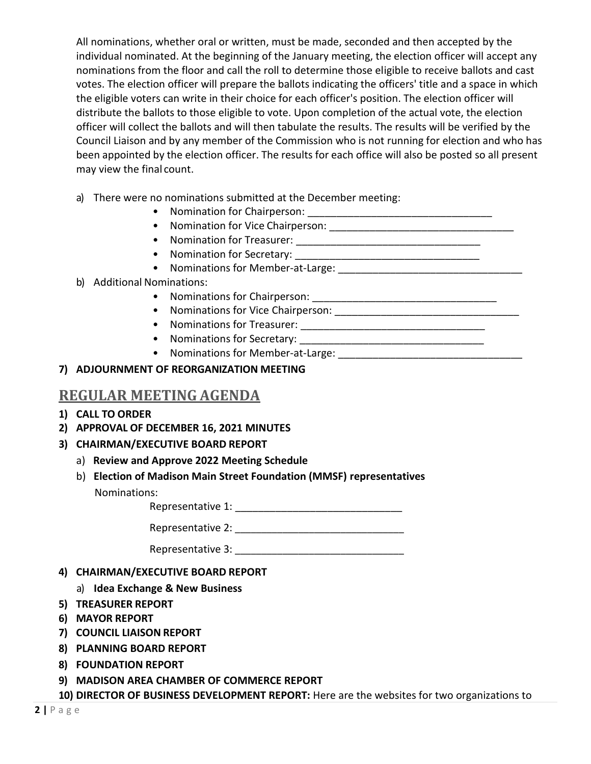All nominations, whether oral or written, must be made, seconded and then accepted by the individual nominated. At the beginning of the January meeting, the election officer will accept any nominations from the floor and call the roll to determine those eligible to receive ballots and cast votes. The election officer will prepare the ballots indicating the officers' title and a space in which the eligible voters can write in their choice for each officer's position. The election officer will distribute the ballots to those eligible to vote. Upon completion of the actual vote, the election officer will collect the ballots and will then tabulate the results. The results will be verified by the Council Liaison and by any member of the Commission who is not running for election and who has been appointed by the election officer. The results for each office will also be posted so all present may view the final count.

a) There were no nominations submitted at the December meeting:
   - Nomination for Chairperson: ________________________________
   - Nomination for Vice Chairperson: ________________________________
   - Nomination for Treasurer: ________________________________
   - Nomination for Secretary: ________________________________
   - Nominations for Member-at-Large: ________________________________

b) Additional Nominations:
   - Nominations for Chairperson: ________________________________
   - Nominations for Vice Chairperson: ________________________________
   - Nominations for Treasurer: ________________________________
   - Nominations for Secretary: ________________________________
   - Nominations for Member-at-Large: ________________________________

**7) ADJOURNMENT OF REORGANIZATION MEETING**

## REGULAR MEETING AGENDA

**1) CALL TO ORDER**

**2) APPROVAL OF DECEMBER 16, 2021 MINUTES**

**3) CHAIRMAN/EXECUTIVE BOARD REPORT**

a) **Review and Approve 2022 Meeting Schedule**

b) **Election of Madison Main Street Foundation (MMSF) representatives**

Nominations:

Representative 1: ____________________________

Representative 2: ____________________________

Representative 3: ____________________________

**4) CHAIRMAN/EXECUTIVE BOARD REPORT**

a) **Idea Exchange & New Business**

**5) TREASURER REPORT**

**6) MAYOR REPORT**

**7) COUNCIL LIAISON REPORT**

**8) PLANNING BOARD REPORT**

**8) FOUNDATION REPORT**

**9) MADISON AREA CHAMBER OF COMMERCE REPORT**

**10) DIRECTOR OF BUSINESS DEVELOPMENT REPORT:** Here are the websites for two organizations to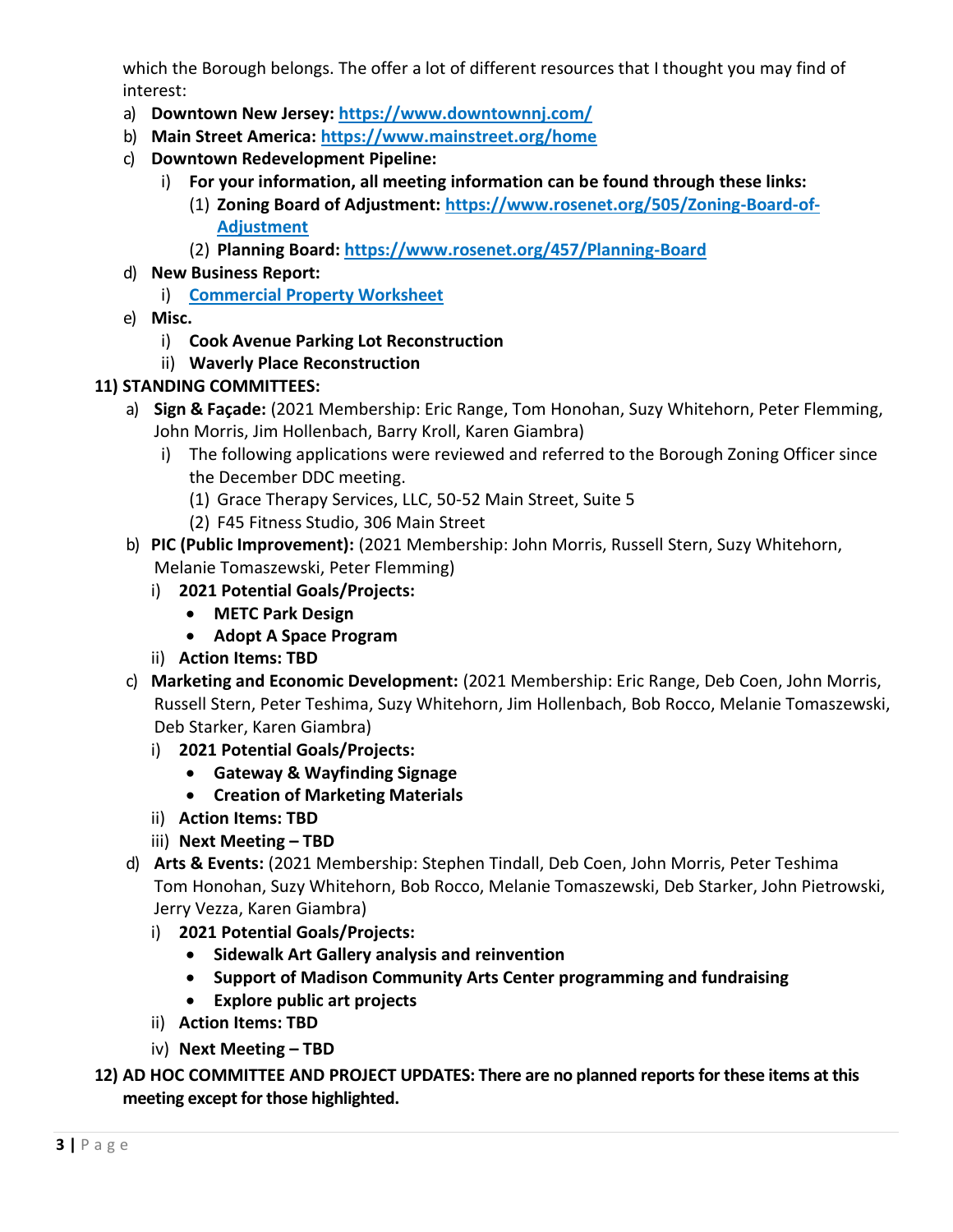which the Borough belongs. The offer a lot of different resources that I thought you may find of interest:

a) **Downtown New Jersey: [https://www.downtownnj.com/](https://www.downtownnj.com/)**
b) **Main Street America: [https://www.mainstreet.org/home](https://www.mainstreet.org/home)**
c) **Downtown Redevelopment Pipeline:**
   i) **For your information, all meeting information can be found through these links:**
      (1) **Zoning Board of Adjustment: [https://www.rosenet.org/505/Zoning-Board-of-Adjustment](https://www.rosenet.org/505/Zoning-Board-of-Adjustment)**
      (2) **Planning Board: [https://www.rosenet.org/457/Planning-Board](https://www.rosenet.org/457/Planning-Board)**
d) **New Business Report:**
   i) **Commercial Property Worksheet**
e) **Misc.**
   i) **Cook Avenue Parking Lot Reconstruction**
   ii) **Waverly Place Reconstruction**

**11) STANDING COMMITTEES:**

a) **Sign & Façade:** (2021 Membership: Eric Range, Tom Honohan, Suzy Whitehorn, Peter Flemming, John Morris, Jim Hollenbach, Barry Kroll, Karen Giambra)
   i) The following applications were reviewed and referred to the Borough Zoning Officer since the December DDC meeting.
      (1) Grace Therapy Services, LLC, 50-52 Main Street, Suite 5
      (2) F45 Fitness Studio, 306 Main Street
b) **PIC (Public Improvement):** (2021 Membership: John Morris, Russell Stern, Suzy Whitehorn, Melanie Tomaszewski, Peter Flemming)
   i) **2021 Potential Goals/Projects:**
      - **METC Park Design**
      - **Adopt A Space Program**
   ii) **Action Items: TBD**
c) **Marketing and Economic Development:** (2021 Membership: Eric Range, Deb Coen, John Morris, Russell Stern, Peter Teshima, Suzy Whitehorn, Jim Hollenbach, Bob Rocco, Melanie Tomaszewski, Deb Starker, Karen Giambra)
   i) **2021 Potential Goals/Projects:**
      - **Gateway & Wayfinding Signage**
      - **Creation of Marketing Materials**
   ii) **Action Items: TBD**
   iii) **Next Meeting – TBD**
d) **Arts & Events:** (2021 Membership: Stephen Tindall, Deb Coen, John Morris, Peter Teshima Tom Honohan, Suzy Whitehorn, Bob Rocco, Melanie Tomaszewski, Deb Starker, John Pietrowski, Jerry Vezza, Karen Giambra)
   i) **2021 Potential Goals/Projects:**
      - **Sidewalk Art Gallery analysis and reinvention**
      - **Support of Madison Community Arts Center programming and fundraising**
      - **Explore public art projects**
   ii) **Action Items: TBD**
   iv) **Next Meeting – TBD**

**12) AD HOC COMMITTEE AND PROJECT UPDATES: There are no planned reports for these items at this meeting except for those highlighted.**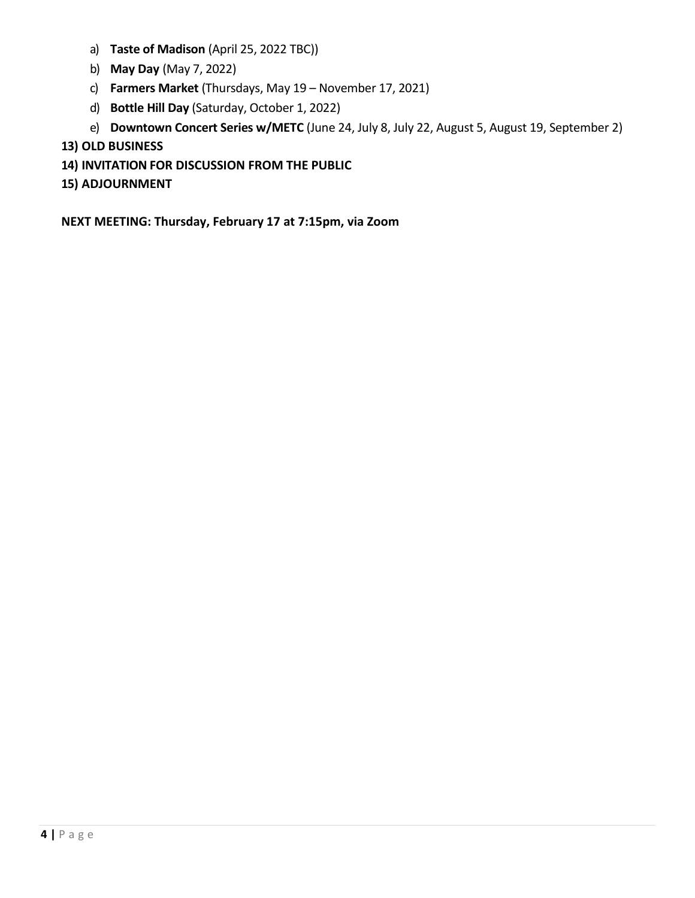a) **Taste of Madison** (April 25, 2022 TBC))
b) **May Day** (May 7, 2022)
c) **Farmers Market** (Thursdays, May 19 – November 17, 2021)
d) **Bottle Hill Day** (Saturday, October 1, 2022)
e) **Downtown Concert Series w/METC** (June 24, July 8, July 22, August 5, August 19, September 2)

**13) OLD BUSINESS**

**14) INVITATION FOR DISCUSSION FROM THE PUBLIC**

**15) ADJOURNMENT**

**NEXT MEETING: Thursday, February 17 at 7:15pm, via Zoom**